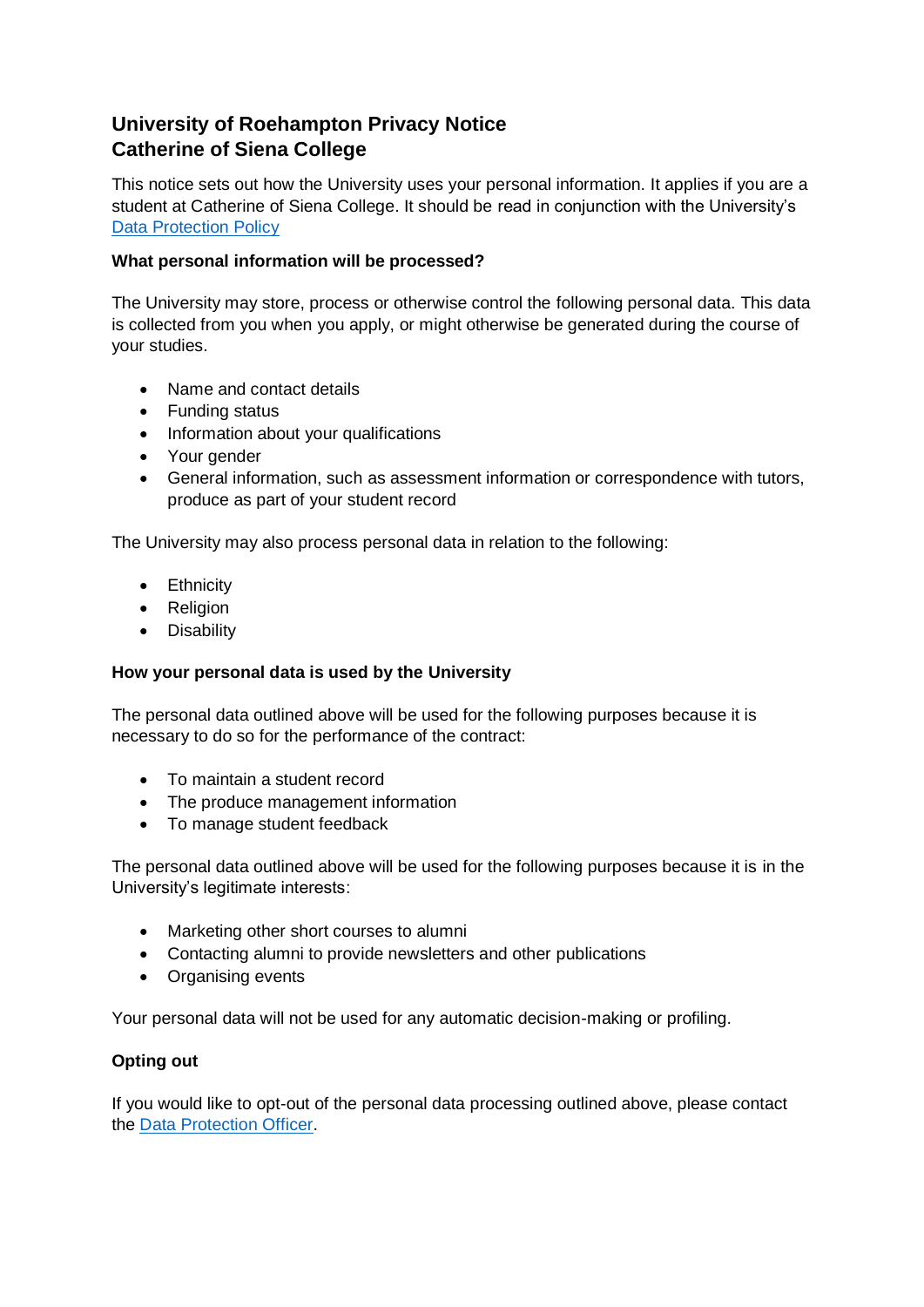# University of Roehampton Privacy Notice
# Catherine of Siena College

This notice sets out how the University uses your personal information. It applies if you are a student at Catherine of Siena College. It should be read in conjunction with the University's Data Protection Policy

### What personal information will be processed?

The University may store, process or otherwise control the following personal data. This data is collected from you when you apply, or might otherwise be generated during the course of your studies.

- Name and contact details
- Funding status
- Information about your qualifications
- Your gender
- General information, such as assessment information or correspondence with tutors, produce as part of your student record

The University may also process personal data in relation to the following:

- Ethnicity
- Religion
- Disability

### How your personal data is used by the University

The personal data outlined above will be used for the following purposes because it is necessary to do so for the performance of the contract:

- To maintain a student record
- The produce management information
- To manage student feedback

The personal data outlined above will be used for the following purposes because it is in the University's legitimate interests:

- Marketing other short courses to alumni
- Contacting alumni to provide newsletters and other publications
- Organising events

Your personal data will not be used for any automatic decision-making or profiling.

### Opting out

If you would like to opt-out of the personal data processing outlined above, please contact the Data Protection Officer.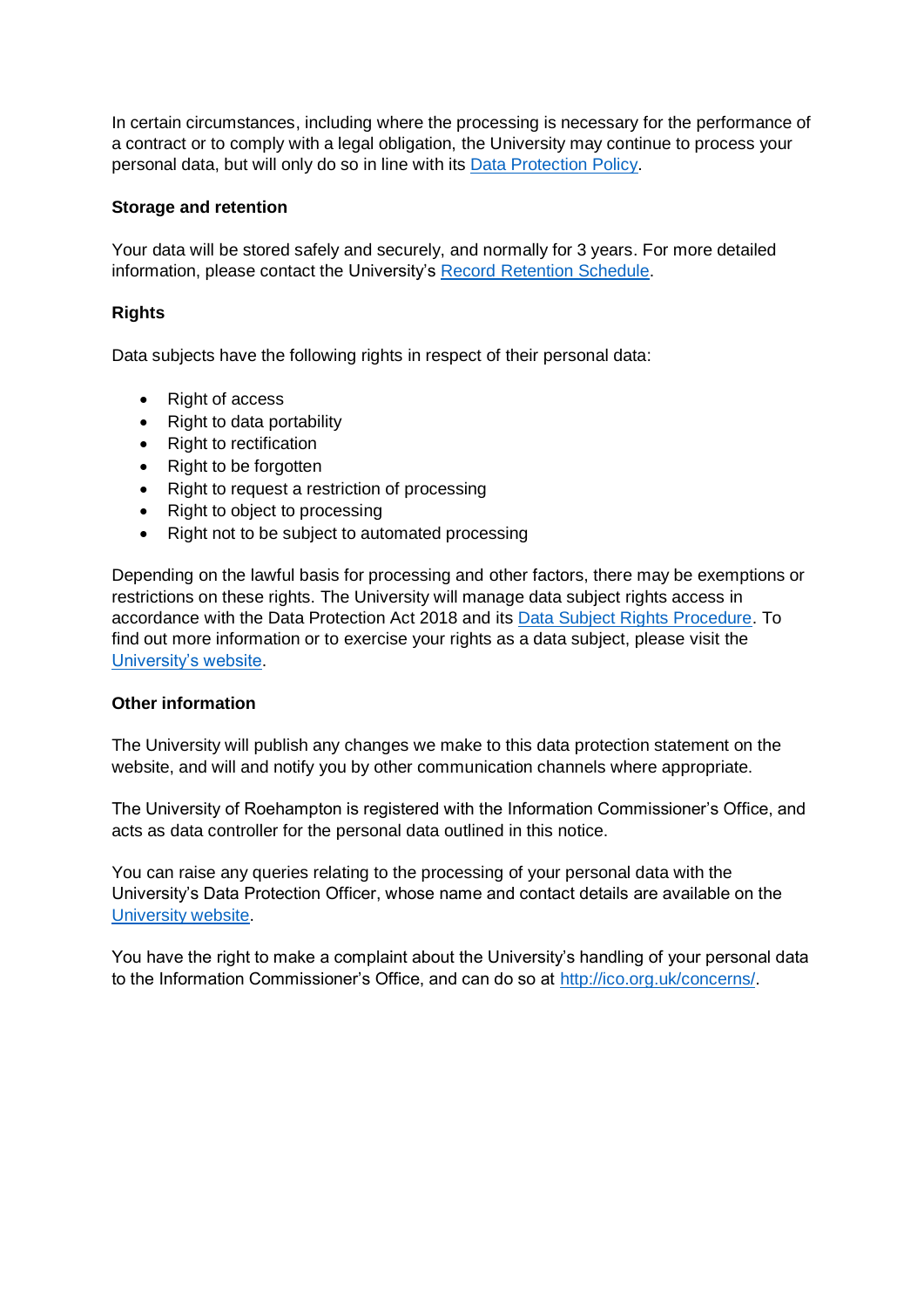In certain circumstances, including where the processing is necessary for the performance of a contract or to comply with a legal obligation, the University may continue to process your personal data, but will only do so in line with its [Data Protection Policy](#).

**Storage and retention**

Your data will be stored safely and securely, and normally for 3 years. For more detailed information, please contact the University's [Record Retention Schedule](#).

**Rights**

Data subjects have the following rights in respect of their personal data:

- Right of access
- Right to data portability
- Right to rectification
- Right to be forgotten
- Right to request a restriction of processing
- Right to object to processing
- Right not to be subject to automated processing

Depending on the lawful basis for processing and other factors, there may be exemptions or restrictions on these rights. The University will manage data subject rights access in accordance with the Data Protection Act 2018 and its [Data Subject Rights Procedure](#). To find out more information or to exercise your rights as a data subject, please visit the [University's website](#).

**Other information**

The University will publish any changes we make to this data protection statement on the website, and will and notify you by other communication channels where appropriate.

The University of Roehampton is registered with the Information Commissioner's Office, and acts as data controller for the personal data outlined in this notice.

You can raise any queries relating to the processing of your personal data with the University's Data Protection Officer, whose name and contact details are available on the [University website](#).

You have the right to make a complaint about the University's handling of your personal data to the Information Commissioner's Office, and can do so at http://ico.org.uk/concerns/.